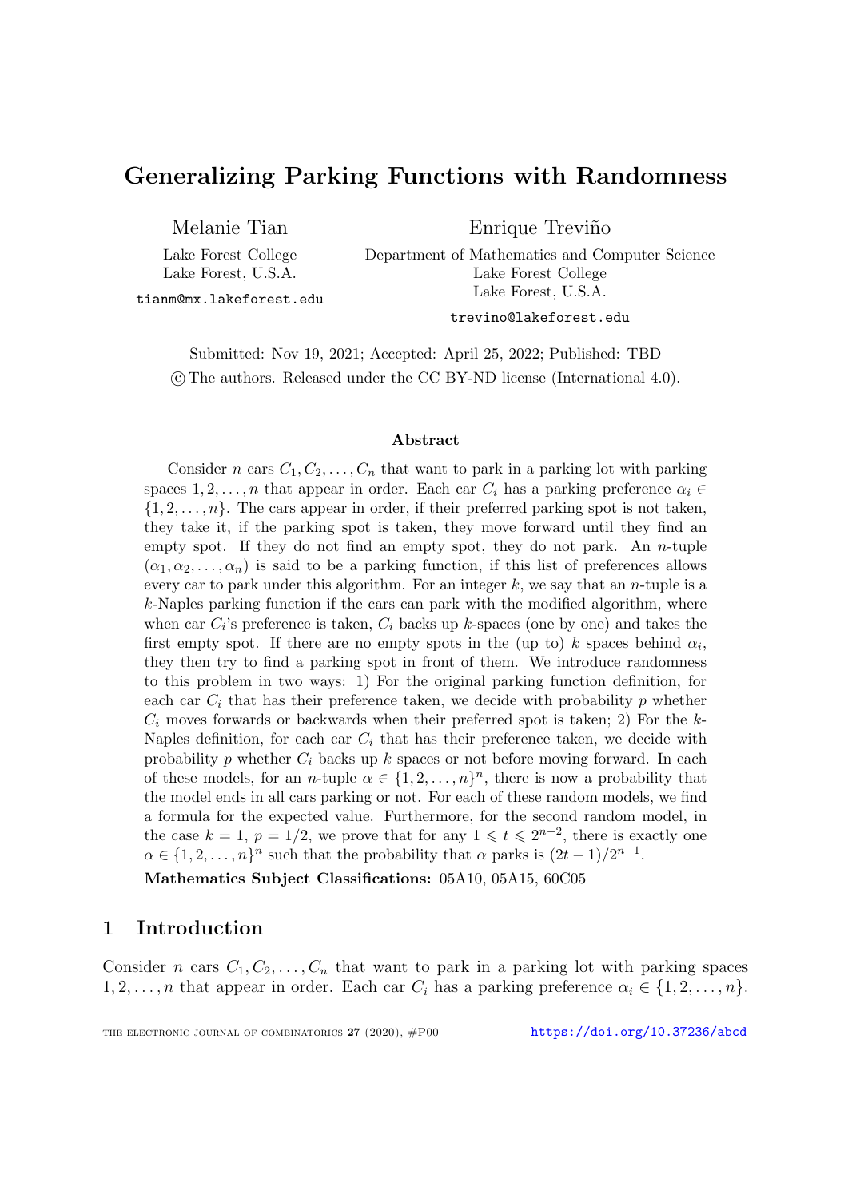# Generalizing Parking Functions with Randomness

Melanie Tian
Lake Forest College
Lake Forest, U.S.A.
tianm@mx.lakeforest.edu

Enrique Treviño
Department of Mathematics and Computer Science
Lake Forest College
Lake Forest, U.S.A.
trevino@lakeforest.edu

Submitted: Nov 19, 2021; Accepted: April 25, 2022; Published: TBD
© The authors. Released under the CC BY-ND license (International 4.0).

### Abstract

Consider $n$ cars $C_1, C_2, \ldots, C_n$ that want to park in a parking lot with parking spaces $1, 2, \ldots, n$ that appear in order. Each car $C_i$ has a parking preference $\alpha_i \in \{1, 2, \ldots, n\}$. The cars appear in order, if their preferred parking spot is not taken, they take it, if the parking spot is taken, they move forward until they find an empty spot. If they do not find an empty spot, they do not park. An $n$-tuple $(\alpha_1, \alpha_2, \ldots, \alpha_n)$ is said to be a parking function, if this list of preferences allows every car to park under this algorithm. For an integer $k$, we say that an $n$-tuple is a $k$-Naples parking function if the cars can park with the modified algorithm, where when car $C_i$'s preference is taken, $C_i$ backs up $k$-spaces (one by one) and takes the first empty spot. If there are no empty spots in the (up to) $k$ spaces behind $\alpha_i$, they then try to find a parking spot in front of them. We introduce randomness to this problem in two ways: 1) For the original parking function definition, for each car $C_i$ that has their preference taken, we decide with probability $p$ whether $C_i$ moves forwards or backwards when their preferred spot is taken; 2) For the $k$-Naples definition, for each car $C_i$ that has their preference taken, we decide with probability $p$ whether $C_i$ backs up $k$ spaces or not before moving forward. In each of these models, for an $n$-tuple $\alpha \in \{1, 2, \ldots, n\}^n$, there is now a probability that the model ends in all cars parking or not. For each of these random models, we find a formula for the expected value. Furthermore, for the second random model, in the case $k = 1$, $p = 1/2$, we prove that for any $1 \leqslant t \leqslant 2^{n-2}$, there is exactly one $\alpha \in \{1, 2, \ldots, n\}^n$ such that the probability that $\alpha$ parks is $(2t - 1)/2^{n-1}$.

**Mathematics Subject Classifications:** 05A10, 05A15, 60C05

## 1 Introduction

Consider $n$ cars $C_1, C_2, \ldots, C_n$ that want to park in a parking lot with parking spaces $1, 2, \ldots, n$ that appear in order. Each car $C_i$ has a parking preference $\alpha_i \in \{1, 2, \ldots, n\}$.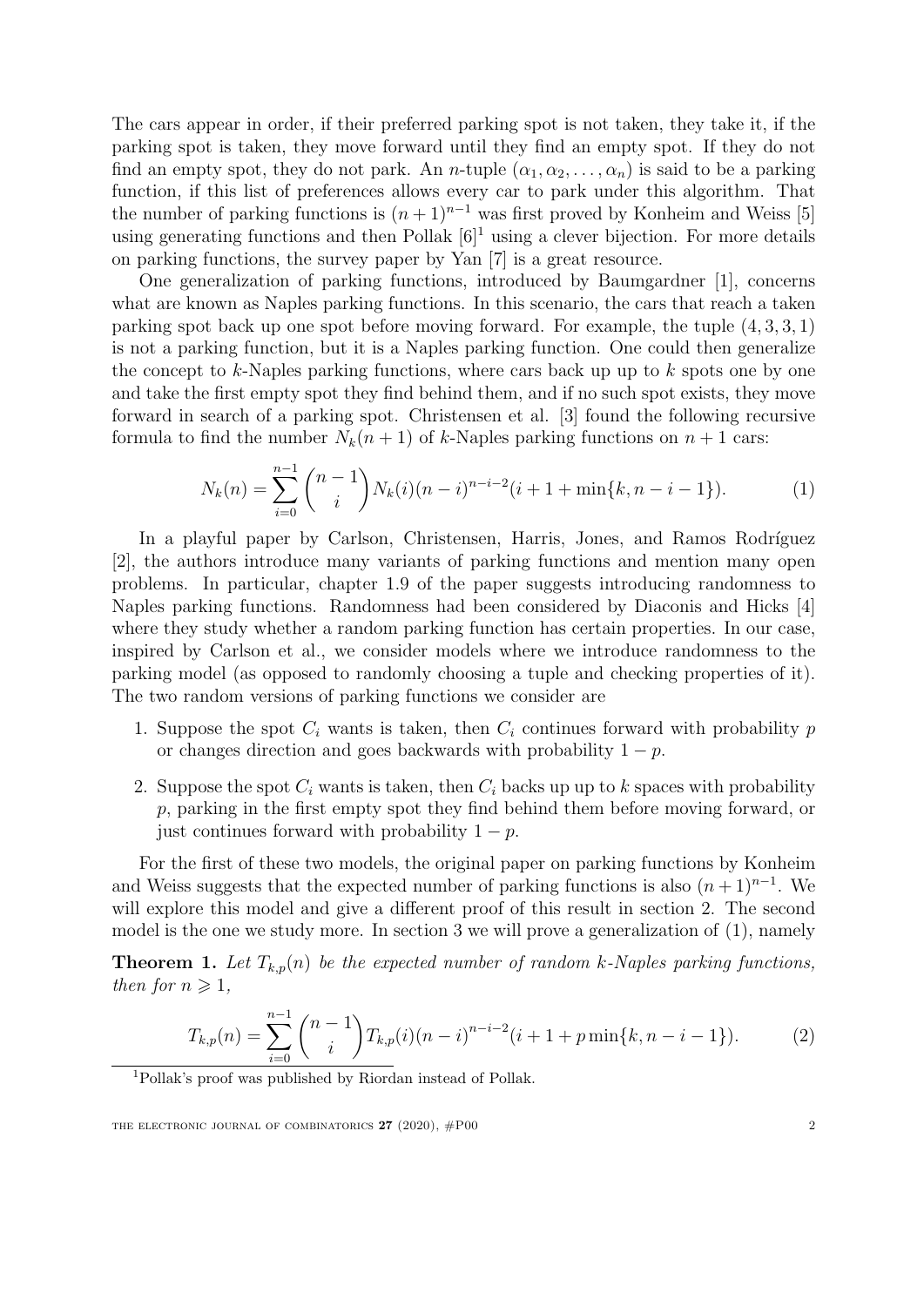The cars appear in order, if their preferred parking spot is not taken, they take it, if the parking spot is taken, they move forward until they find an empty spot. If they do not find an empty spot, they do not park. An $n$-tuple $(\alpha_1, \alpha_2, \dots, \alpha_n)$ is said to be a parking function, if this list of preferences allows every car to park under this algorithm. That the number of parking functions is $(n+1)^{n-1}$ was first proved by Konheim and Weiss [5] using generating functions and then Pollak [6][1] using a clever bijection. For more details on parking functions, the survey paper by Yan [7] is a great resource.

One generalization of parking functions, introduced by Baumgardner [1], concerns what are known as Naples parking functions. In this scenario, the cars that reach a taken parking spot back up one spot before moving forward. For example, the tuple $(4, 3, 3, 1)$ is not a parking function, but it is a Naples parking function. One could then generalize the concept to $k$-Naples parking functions, where cars back up up to $k$ spots one by one and take the first empty spot they find behind them, and if no such spot exists, they move forward in search of a parking spot. Christensen et al. [3] found the following recursive formula to find the number $N_k(n+1)$ of $k$-Naples parking functions on $n+1$ cars:

$$N_k(n) = \sum_{i=0}^{n-1} \binom{n-1}{i} N_k(i)(n-i)^{n-i-2}(i+1+\min\{k, n-i-1\}). \tag{1}$$

In a playful paper by Carlson, Christensen, Harris, Jones, and Ramos Rodríguez [2], the authors introduce many variants of parking functions and mention many open problems. In particular, chapter 1.9 of the paper suggests introducing randomness to Naples parking functions. Randomness had been considered by Diaconis and Hicks [4] where they study whether a random parking function has certain properties. In our case, inspired by Carlson et al., we consider models where we introduce randomness to the parking model (as opposed to randomly choosing a tuple and checking properties of it). The two random versions of parking functions we consider are

1. Suppose the spot $C_i$ wants is taken, then $C_i$ continues forward with probability $p$ or changes direction and goes backwards with probability $1-p$.
2. Suppose the spot $C_i$ wants is taken, then $C_i$ backs up up to $k$ spaces with probability $p$, parking in the first empty spot they find behind them before moving forward, or just continues forward with probability $1-p$.

For the first of these two models, the original paper on parking functions by Konheim and Weiss suggests that the expected number of parking functions is also $(n+1)^{n-1}$. We will explore this model and give a different proof of this result in section 2. The second model is the one we study more. In section 3 we will prove a generalization of (1), namely

**Theorem 1.** *Let $T_{k,p}(n)$ be the expected number of random $k$-Naples parking functions, then for $n \geqslant 1$,*

$$T_{k,p}(n) = \sum_{i=0}^{n-1} \binom{n-1}{i} T_{k,p}(i)(n-i)^{n-i-2}(i+1+p\min\{k, n-i-1\}). \tag{2}$$

[1] Pollak's proof was published by Riordan instead of Pollak.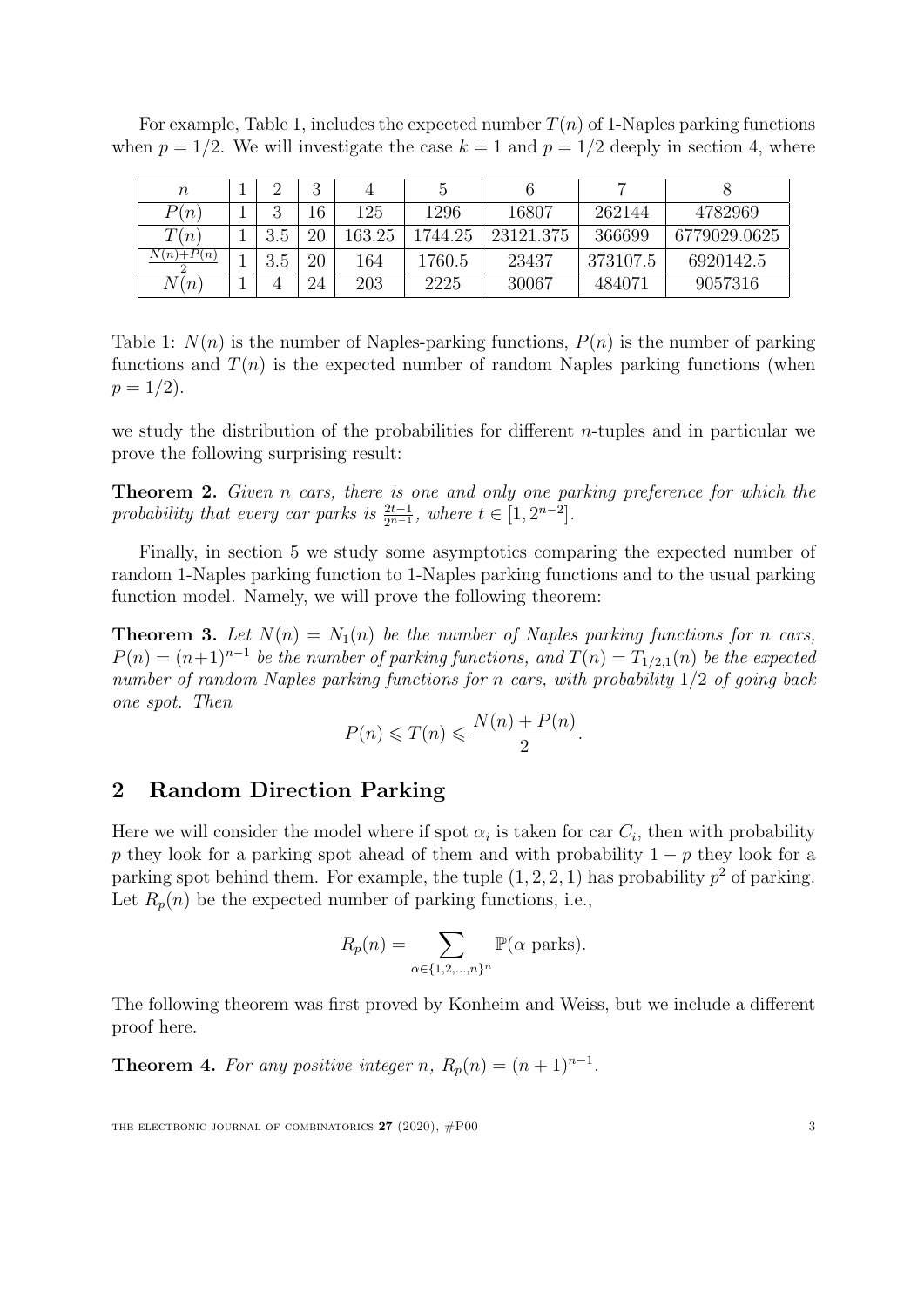For example, Table 1, includes the expected number $T(n)$ of 1-Naples parking functions when $p = 1/2$. We will investigate the case $k = 1$ and $p = 1/2$ deeply in section 4, where

| $n$ | 1 | 2 | 3 | 4 | 5 | 6 | 7 | 8 |
|---|---|---|---|---|---|---|---|---|
| $P(n)$ | 1 | 3 | 16 | 125 | 1296 | 16807 | 262144 | 4782969 |
| $T(n)$ | 1 | 3.5 | 20 | 163.25 | 1744.25 | 23121.375 | 366699 | 6779029.0625 |
| $\frac{N(n)+P(n)}{2}$ | 1 | 3.5 | 20 | 164 | 1760.5 | 23437 | 373107.5 | 6920142.5 |
| $N(n)$ | 1 | 4 | 24 | 203 | 2225 | 30067 | 484071 | 9057316 |

Table 1: $N(n)$ is the number of Naples-parking functions, $P(n)$ is the number of parking functions and $T(n)$ is the expected number of random Naples parking functions (when $p = 1/2$).

we study the distribution of the probabilities for different $n$-tuples and in particular we prove the following surprising result:

**Theorem 2.** *Given $n$ cars, there is one and only one parking preference for which the probability that every car parks is $\frac{2t-1}{2^{n-1}}$, where $t \in [1, 2^{n-2}]$.*

Finally, in section 5 we study some asymptotics comparing the expected number of random 1-Naples parking function to 1-Naples parking functions and to the usual parking function model. Namely, we will prove the following theorem:

**Theorem 3.** *Let $N(n) = N_1(n)$ be the number of Naples parking functions for $n$ cars, $P(n) = (n+1)^{n-1}$ be the number of parking functions, and $T(n) = T_{1/2,1}(n)$ be the expected number of random Naples parking functions for $n$ cars, with probability $1/2$ of going back one spot. Then*

$$P(n) \leqslant T(n) \leqslant \frac{N(n) + P(n)}{2}.$$

## 2 Random Direction Parking

Here we will consider the model where if spot $\alpha_i$ is taken for car $C_i$, then with probability $p$ they look for a parking spot ahead of them and with probability $1 - p$ they look for a parking spot behind them. For example, the tuple $(1, 2, 2, 1)$ has probability $p^2$ of parking. Let $R_p(n)$ be the expected number of parking functions, i.e.,

$$R_p(n) = \sum_{\alpha \in \{1,2,\ldots,n\}^n} \mathbb{P}(\alpha \text{ parks}).$$

The following theorem was first proved by Konheim and Weiss, but we include a different proof here.

**Theorem 4.** *For any positive integer $n$, $R_p(n) = (n + 1)^{n-1}$.*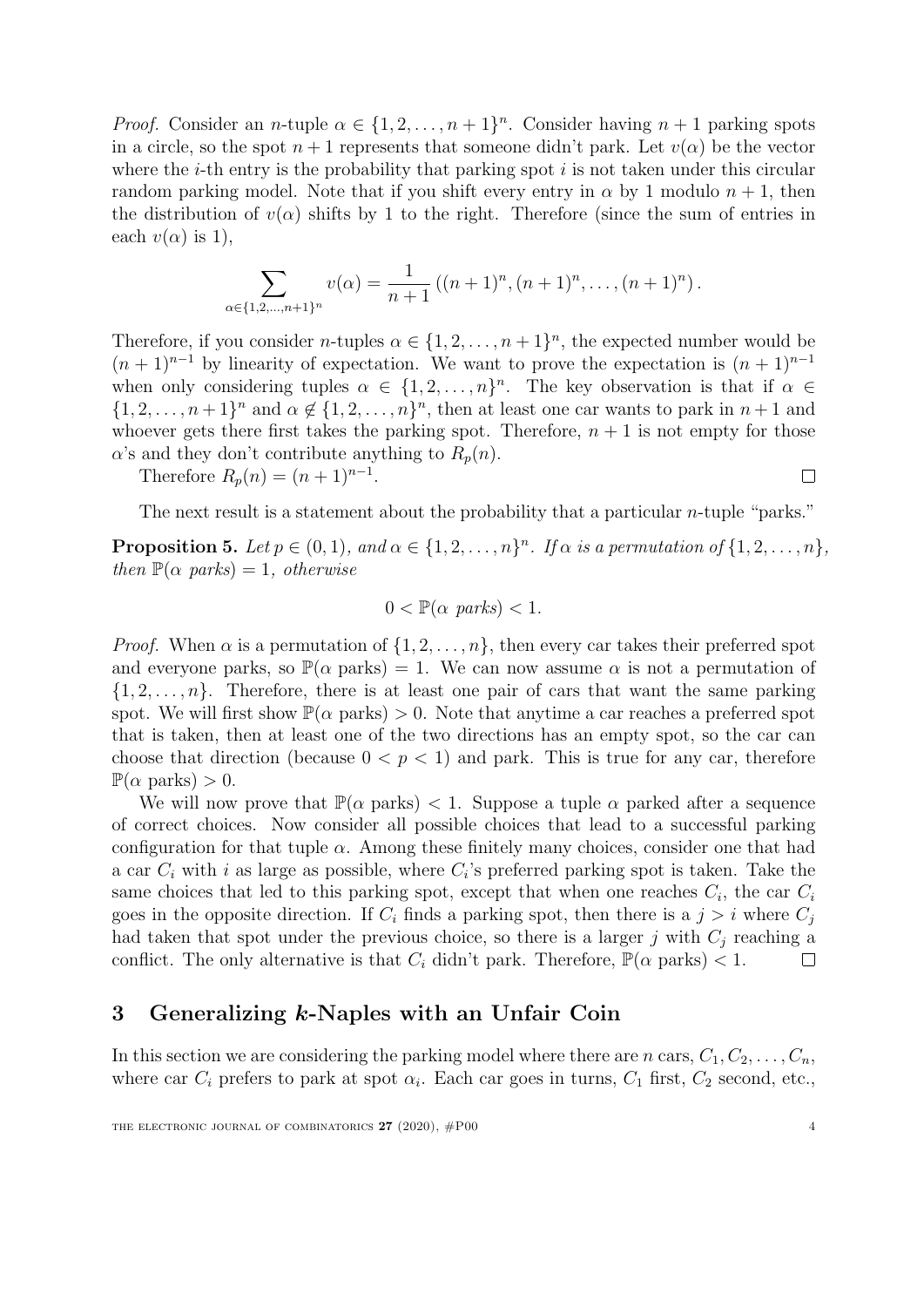*Proof.* Consider an $n$-tuple $\alpha \in \{1, 2, \ldots, n+1\}^n$. Consider having $n+1$ parking spots in a circle, so the spot $n+1$ represents that someone didn't park. Let $v(\alpha)$ be the vector where the $i$-th entry is the probability that parking spot $i$ is not taken under this circular random parking model. Note that if you shift every entry in $\alpha$ by 1 modulo $n+1$, then the distribution of $v(\alpha)$ shifts by 1 to the right. Therefore (since the sum of entries in each $v(\alpha)$ is 1),

$$\sum_{\alpha \in \{1,2,\ldots,n+1\}^n} v(\alpha) = \frac{1}{n+1}\left((n+1)^n, (n+1)^n, \ldots, (n+1)^n\right).$$

Therefore, if you consider $n$-tuples $\alpha \in \{1, 2, \ldots, n+1\}^n$, the expected number would be $(n+1)^{n-1}$ by linearity of expectation. We want to prove the expectation is $(n+1)^{n-1}$ when only considering tuples $\alpha \in \{1, 2, \ldots, n\}^n$. The key observation is that if $\alpha \in \{1, 2, \ldots, n+1\}^n$ and $\alpha \notin \{1, 2, \ldots, n\}^n$, then at least one car wants to park in $n+1$ and whoever gets there first takes the parking spot. Therefore, $n+1$ is not empty for those $\alpha$'s and they don't contribute anything to $R_p(n)$.

Therefore $R_p(n) = (n+1)^{n-1}$. □

The next result is a statement about the probability that a particular $n$-tuple "parks."

**Proposition 5.** *Let $p \in (0, 1)$, and $\alpha \in \{1, 2, \ldots, n\}^n$. If $\alpha$ is a permutation of $\{1, 2, \ldots, n\}$, then $\mathbb{P}(\alpha \text{ parks}) = 1$, otherwise*

$$0 < \mathbb{P}(\alpha \text{ parks}) < 1.$$

*Proof.* When $\alpha$ is a permutation of $\{1, 2, \ldots, n\}$, then every car takes their preferred spot and everyone parks, so $\mathbb{P}(\alpha \text{ parks}) = 1$. We can now assume $\alpha$ is not a permutation of $\{1, 2, \ldots, n\}$. Therefore, there is at least one pair of cars that want the same parking spot. We will first show $\mathbb{P}(\alpha \text{ parks}) > 0$. Note that anytime a car reaches a preferred spot that is taken, then at least one of the two directions has an empty spot, so the car can choose that direction (because $0 < p < 1$) and park. This is true for any car, therefore $\mathbb{P}(\alpha \text{ parks}) > 0$.

We will now prove that $\mathbb{P}(\alpha \text{ parks}) < 1$. Suppose a tuple $\alpha$ parked after a sequence of correct choices. Now consider all possible choices that lead to a successful parking configuration for that tuple $\alpha$. Among these finitely many choices, consider one that had a car $C_i$ with $i$ as large as possible, where $C_i$'s preferred parking spot is taken. Take the same choices that led to this parking spot, except that when one reaches $C_i$, the car $C_i$ goes in the opposite direction. If $C_i$ finds a parking spot, then there is a $j > i$ where $C_j$ had taken that spot under the previous choice, so there is a larger $j$ with $C_j$ reaching a conflict. The only alternative is that $C_i$ didn't park. Therefore, $\mathbb{P}(\alpha \text{ parks}) < 1$. □

## 3 Generalizing $k$-Naples with an Unfair Coin

In this section we are considering the parking model where there are $n$ cars, $C_1, C_2, \ldots, C_n$, where car $C_i$ prefers to park at spot $\alpha_i$. Each car goes in turns, $C_1$ first, $C_2$ second, etc.,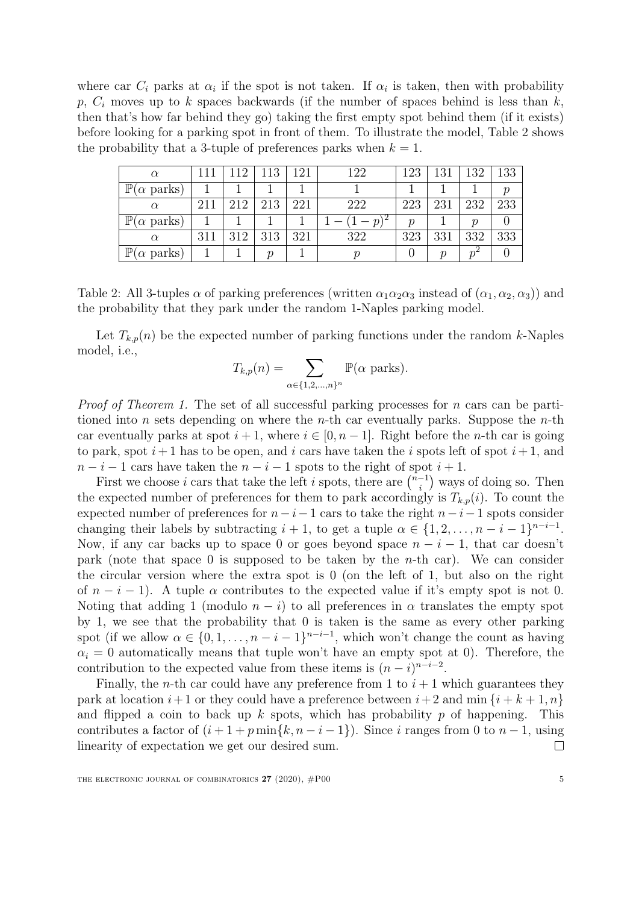where car $C_i$ parks at $\alpha_i$ if the spot is not taken. If $\alpha_i$ is taken, then with probability $p$, $C_i$ moves up to $k$ spaces backwards (if the number of spaces behind is less than $k$, then that's how far behind they go) taking the first empty spot behind them (if it exists) before looking for a parking spot in front of them. To illustrate the model, Table 2 shows the probability that a 3-tuple of preferences parks when $k = 1$.

| $\alpha$ | 111 | 112 | 113 | 121 | 122 | 123 | 131 | 132 | 133 |
|---|---|---|---|---|---|---|---|---|---|
| $\mathbb{P}(\alpha \text{ parks})$ | 1 | 1 | 1 | 1 | 1 | 1 | 1 | 1 | $p$ |
| $\alpha$ | 211 | 212 | 213 | 221 | 222 | 223 | 231 | 232 | 233 |
| $\mathbb{P}(\alpha \text{ parks})$ | 1 | 1 | 1 | 1 | $1-(1-p)^2$ | $p$ | 1 | $p$ | 0 |
| $\alpha$ | 311 | 312 | 313 | 321 | 322 | 323 | 331 | 332 | 333 |
| $\mathbb{P}(\alpha \text{ parks})$ | 1 | 1 | $p$ | 1 | $p$ | 0 | $p$ | $p^2$ | 0 |

Table 2: All 3-tuples $\alpha$ of parking preferences (written $\alpha_1\alpha_2\alpha_3$ instead of $(\alpha_1, \alpha_2, \alpha_3)$) and the probability that they park under the random 1-Naples parking model.

Let $T_{k,p}(n)$ be the expected number of parking functions under the random $k$-Naples model, i.e.,

$$T_{k,p}(n) = \sum_{\alpha \in \{1,2,\ldots,n\}^n} \mathbb{P}(\alpha \text{ parks}).$$

*Proof of Theorem 1.* The set of all successful parking processes for $n$ cars can be partitioned into $n$ sets depending on where the $n$-th car eventually parks. Suppose the $n$-th car eventually parks at spot $i+1$, where $i \in [0, n-1]$. Right before the $n$-th car is going to park, spot $i+1$ has to be open, and $i$ cars have taken the $i$ spots left of spot $i+1$, and $n-i-1$ cars have taken the $n-i-1$ spots to the right of spot $i+1$.

First we choose $i$ cars that take the left $i$ spots, there are $\binom{n-1}{i}$ ways of doing so. Then the expected number of preferences for them to park accordingly is $T_{k,p}(i)$. To count the expected number of preferences for $n-i-1$ cars to take the right $n-i-1$ spots consider changing their labels by subtracting $i+1$, to get a tuple $\alpha \in \{1, 2, \ldots, n-i-1\}^{n-i-1}$. Now, if any car backs up to space 0 or goes beyond space $n-i-1$, that car doesn't park (note that space 0 is supposed to be taken by the $n$-th car). We can consider the circular version where the extra spot is 0 (on the left of 1, but also on the right of $n-i-1$). A tuple $\alpha$ contributes to the expected value if it's empty spot is not 0. Noting that adding 1 (modulo $n-i$) to all preferences in $\alpha$ translates the empty spot by 1, we see that the probability that 0 is taken is the same as every other parking spot (if we allow $\alpha \in \{0, 1, \ldots, n-i-1\}^{n-i-1}$, which won't change the count as having $\alpha_i = 0$ automatically means that tuple won't have an empty spot at 0). Therefore, the contribution to the expected value from these items is $(n-i)^{n-i-2}$.

Finally, the $n$-th car could have any preference from 1 to $i+1$ which guarantees they park at location $i+1$ or they could have a preference between $i+2$ and $\min\{i+k+1, n\}$ and flipped a coin to back up $k$ spots, which has probability $p$ of happening. This contributes a factor of $(i+1+p\min\{k, n-i-1\})$. Since $i$ ranges from 0 to $n-1$, using linearity of expectation we get our desired sum. $\square$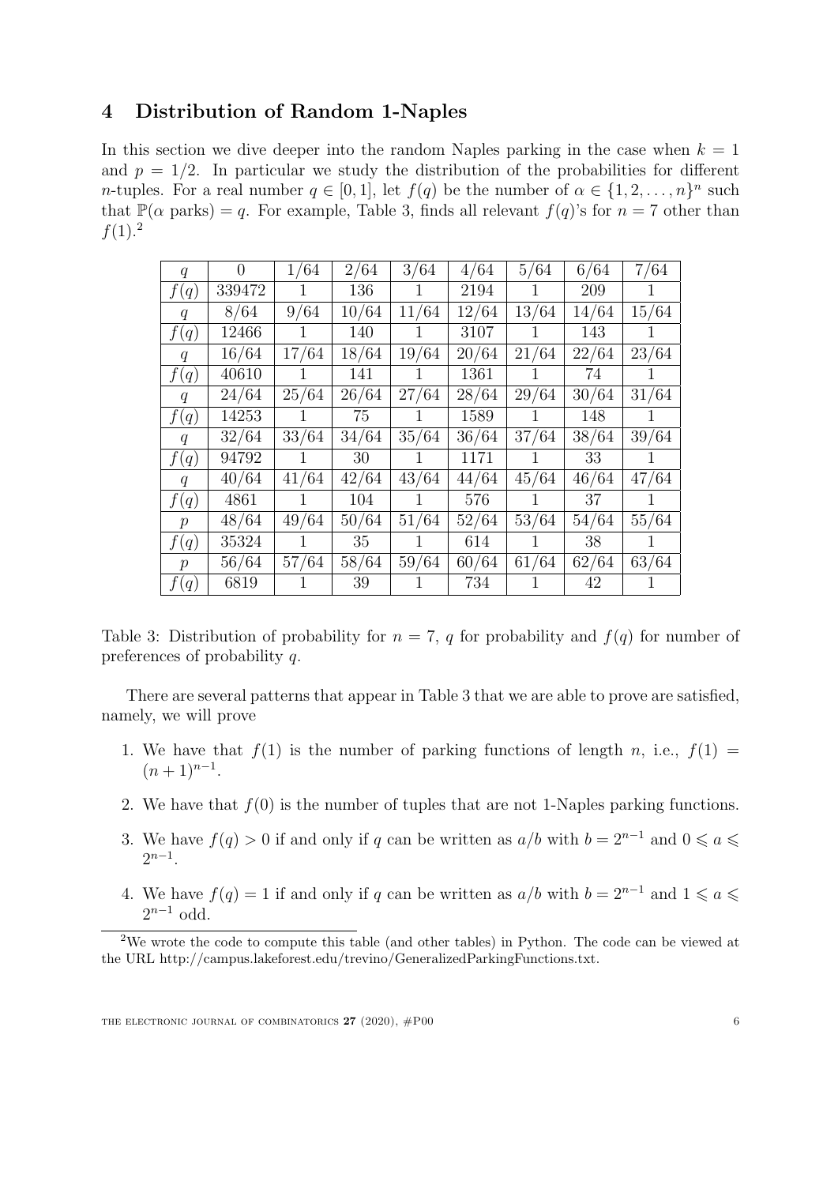## 4 Distribution of Random 1-Naples

In this section we dive deeper into the random Naples parking in the case when $k = 1$ and $p = 1/2$. In particular we study the distribution of the probabilities for different $n$-tuples. For a real number $q \in [0, 1]$, let $f(q)$ be the number of $\alpha \in \{1, 2, \ldots, n\}^n$ such that $\mathbb{P}(\alpha \text{ parks}) = q$. For example, Table 3, finds all relevant $f(q)$'s for $n = 7$ other than $f(1)$.[2]

| $q$ | 0 | 1/64 | 2/64 | 3/64 | 4/64 | 5/64 | 6/64 | 7/64 |
|---|---|---|---|---|---|---|---|---|
| $f(q)$ | 339472 | 1 | 136 | 1 | 2194 | 1 | 209 | 1 |
| $q$ | 8/64 | 9/64 | 10/64 | 11/64 | 12/64 | 13/64 | 14/64 | 15/64 |
| $f(q)$ | 12466 | 1 | 140 | 1 | 3107 | 1 | 143 | 1 |
| $q$ | 16/64 | 17/64 | 18/64 | 19/64 | 20/64 | 21/64 | 22/64 | 23/64 |
| $f(q)$ | 40610 | 1 | 141 | 1 | 1361 | 1 | 74 | 1 |
| $q$ | 24/64 | 25/64 | 26/64 | 27/64 | 28/64 | 29/64 | 30/64 | 31/64 |
| $f(q)$ | 14253 | 1 | 75 | 1 | 1589 | 1 | 148 | 1 |
| $q$ | 32/64 | 33/64 | 34/64 | 35/64 | 36/64 | 37/64 | 38/64 | 39/64 |
| $f(q)$ | 94792 | 1 | 30 | 1 | 1171 | 1 | 33 | 1 |
| $q$ | 40/64 | 41/64 | 42/64 | 43/64 | 44/64 | 45/64 | 46/64 | 47/64 |
| $f(q)$ | 4861 | 1 | 104 | 1 | 576 | 1 | 37 | 1 |
| $p$ | 48/64 | 49/64 | 50/64 | 51/64 | 52/64 | 53/64 | 54/64 | 55/64 |
| $f(q)$ | 35324 | 1 | 35 | 1 | 614 | 1 | 38 | 1 |
| $p$ | 56/64 | 57/64 | 58/64 | 59/64 | 60/64 | 61/64 | 62/64 | 63/64 |
| $f(q)$ | 6819 | 1 | 39 | 1 | 734 | 1 | 42 | 1 |

Table 3: Distribution of probability for $n = 7$, $q$ for probability and $f(q)$ for number of preferences of probability $q$.

There are several patterns that appear in Table 3 that we are able to prove are satisfied, namely, we will prove

1. We have that $f(1)$ is the number of parking functions of length $n$, i.e., $f(1) = (n + 1)^{n-1}$.
2. We have that $f(0)$ is the number of tuples that are not 1-Naples parking functions.
3. We have $f(q) > 0$ if and only if $q$ can be written as $a/b$ with $b = 2^{n-1}$ and $0 \leqslant a \leqslant 2^{n-1}$.
4. We have $f(q) = 1$ if and only if $q$ can be written as $a/b$ with $b = 2^{n-1}$ and $1 \leqslant a \leqslant 2^{n-1}$ odd.

[2] We wrote the code to compute this table (and other tables) in Python. The code can be viewed at the URL http://campus.lakeforest.edu/trevino/GeneralizedParkingFunctions.txt.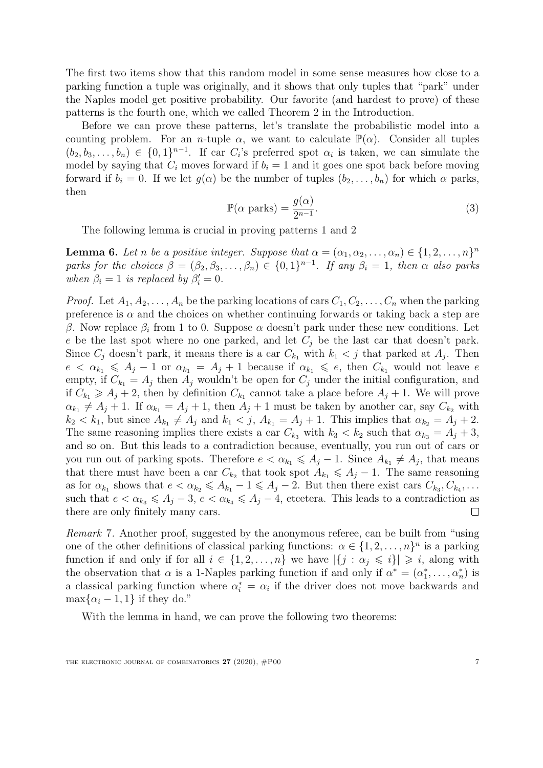The first two items show that this random model in some sense measures how close to a parking function a tuple was originally, and it shows that only tuples that "park" under the Naples model get positive probability. Our favorite (and hardest to prove) of these patterns is the fourth one, which we called Theorem 2 in the Introduction.

Before we can prove these patterns, let's translate the probabilistic model into a counting problem. For an $n$-tuple $\alpha$, we want to calculate $\mathbb{P}(\alpha)$. Consider all tuples $(b_2, b_3, \dots, b_n) \in \{0,1\}^{n-1}$. If car $C_i$'s preferred spot $\alpha_i$ is taken, we can simulate the model by saying that $C_i$ moves forward if $b_i = 1$ and it goes one spot back before moving forward if $b_i = 0$. If we let $g(\alpha)$ be the number of tuples $(b_2, \dots, b_n)$ for which $\alpha$ parks, then

$$\mathbb{P}(\alpha \text{ parks}) = \frac{g(\alpha)}{2^{n-1}}. \tag{3}$$

The following lemma is crucial in proving patterns 1 and 2

**Lemma 6.** *Let $n$ be a positive integer. Suppose that $\alpha = (\alpha_1, \alpha_2, \dots, \alpha_n) \in \{1, 2, \dots, n\}^n$ parks for the choices $\beta = (\beta_2, \beta_3, \dots, \beta_n) \in \{0,1\}^{n-1}$. If any $\beta_i = 1$, then $\alpha$ also parks when $\beta_i = 1$ is replaced by $\beta_i' = 0$.*

*Proof.* Let $A_1, A_2, \dots, A_n$ be the parking locations of cars $C_1, C_2, \dots, C_n$ when the parking preference is $\alpha$ and the choices on whether continuing forwards or taking back a step are $\beta$. Now replace $\beta_i$ from 1 to 0. Suppose $\alpha$ doesn't park under these new conditions. Let $e$ be the last spot where no one parked, and let $C_j$ be the last car that doesn't park. Since $C_j$ doesn't park, it means there is a car $C_{k_1}$ with $k_1 < j$ that parked at $A_j$. Then $e < \alpha_{k_1} \leqslant A_j - 1$ or $\alpha_{k_1} = A_j + 1$ because if $\alpha_{k_1} \leqslant e$, then $C_{k_1}$ would not leave $e$ empty, if $C_{k_1} = A_j$ then $A_j$ wouldn't be open for $C_j$ under the initial configuration, and if $C_{k_1} \geqslant A_j + 2$, then by definition $C_{k_1}$ cannot take a place before $A_j + 1$. We will prove $\alpha_{k_1} \neq A_j + 1$. If $\alpha_{k_1} = A_j + 1$, then $A_j + 1$ must be taken by another car, say $C_{k_2}$ with $k_2 < k_1$, but since $A_{k_1} \neq A_j$ and $k_1 < j$, $A_{k_1} = A_j + 1$. This implies that $\alpha_{k_2} = A_j + 2$. The same reasoning implies there exists a car $C_{k_3}$ with $k_3 < k_2$ such that $\alpha_{k_3} = A_j + 3$, and so on. But this leads to a contradiction because, eventually, you run out of cars or you run out of parking spots. Therefore $e < \alpha_{k_1} \leqslant A_j - 1$. Since $A_{k_1} \neq A_j$, that means that there must have been a car $C_{k_2}$ that took spot $A_{k_1} \leqslant A_j - 1$. The same reasoning as for $\alpha_{k_1}$ shows that $e < \alpha_{k_2} \leqslant A_{k_1} - 1 \leqslant A_j - 2$. But then there exist cars $C_{k_3}, C_{k_4}, \dots$ such that $e < \alpha_{k_3} \leqslant A_j - 3$, $e < \alpha_{k_4} \leqslant A_j - 4$, etcetera. This leads to a contradiction as there are only finitely many cars. $\square$

*Remark* 7. Another proof, suggested by the anonymous referee, can be built from "using one of the other definitions of classical parking functions: $\alpha \in \{1, 2, \dots, n\}^n$ is a parking function if and only if for all $i \in \{1, 2, \dots, n\}$ we have $|\{j : \alpha_j \leqslant i\}| \geqslant i$, along with the observation that $\alpha$ is a 1-Naples parking function if and only if $\alpha^* = (\alpha_1^*, \dots, \alpha_n^*)$ is a classical parking function where $\alpha_i^* = \alpha_i$ if the driver does not move backwards and $\max\{\alpha_i - 1, 1\}$ if they do."

With the lemma in hand, we can prove the following two theorems: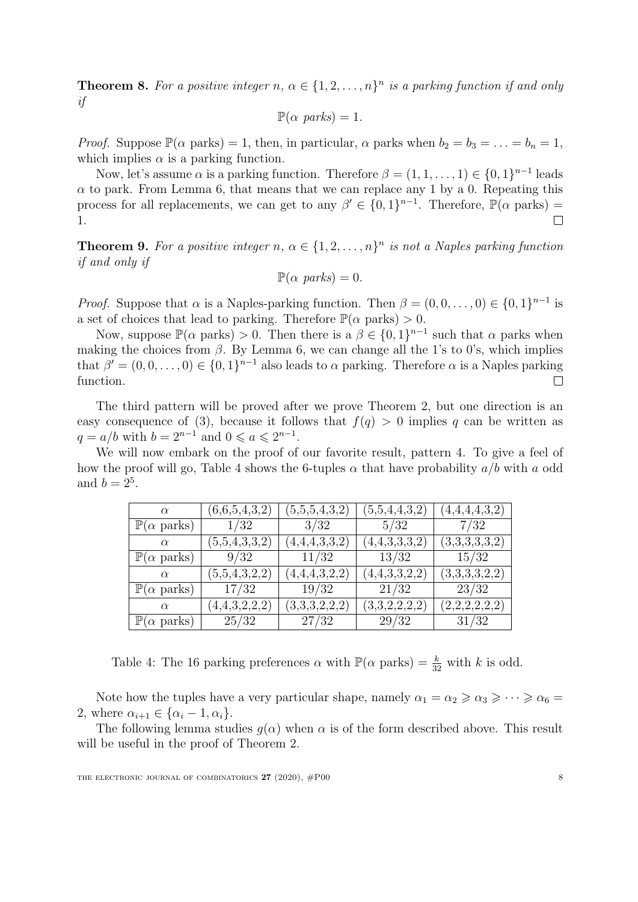**Theorem 8.** *For a positive integer $n$, $\alpha \in \{1, 2, \ldots, n\}^n$ is a parking function if and only if*

$$\mathbb{P}(\alpha \text{ parks}) = 1.$$

*Proof.* Suppose $\mathbb{P}(\alpha \text{ parks}) = 1$, then, in particular, $\alpha$ parks when $b_2 = b_3 = \ldots = b_n = 1$, which implies $\alpha$ is a parking function.

Now, let's assume $\alpha$ is a parking function. Therefore $\beta = (1, 1, \ldots, 1) \in \{0, 1\}^{n-1}$ leads $\alpha$ to park. From Lemma 6, that means that we can replace any 1 by a 0. Repeating this process for all replacements, we can get to any $\beta' \in \{0, 1\}^{n-1}$. Therefore, $\mathbb{P}(\alpha \text{ parks}) = 1$. □

**Theorem 9.** *For a positive integer $n$, $\alpha \in \{1, 2, \ldots, n\}^n$ is not a Naples parking function if and only if*

$$\mathbb{P}(\alpha \text{ parks}) = 0.$$

*Proof.* Suppose that $\alpha$ is a Naples-parking function. Then $\beta = (0, 0, \ldots, 0) \in \{0, 1\}^{n-1}$ is a set of choices that lead to parking. Therefore $\mathbb{P}(\alpha \text{ parks}) > 0$.

Now, suppose $\mathbb{P}(\alpha \text{ parks}) > 0$. Then there is a $\beta \in \{0, 1\}^{n-1}$ such that $\alpha$ parks when making the choices from $\beta$. By Lemma 6, we can change all the 1's to 0's, which implies that $\beta' = (0, 0, \ldots, 0) \in \{0, 1\}^{n-1}$ also leads to $\alpha$ parking. Therefore $\alpha$ is a Naples parking function. □

The third pattern will be proved after we prove Theorem 2, but one direction is an easy consequence of (3), because it follows that $f(q) > 0$ implies $q$ can be written as $q = a/b$ with $b = 2^{n-1}$ and $0 \leqslant a \leqslant 2^{n-1}$.

We will now embark on the proof of our favorite result, pattern 4. To give a feel of how the proof will go, Table 4 shows the 6-tuples $\alpha$ that have probability $a/b$ with $a$ odd and $b = 2^5$.

| $\alpha$ | (6,6,5,4,3,2) | (5,5,5,4,3,2) | (5,5,4,4,3,2) | (4,4,4,4,3,2) |
|---|---|---|---|---|
| $\mathbb{P}(\alpha \text{ parks})$ | 1/32 | 3/32 | 5/32 | 7/32 |
| $\alpha$ | (5,5,4,3,3,2) | (4,4,4,3,3,2) | (4,4,3,3,3,2) | (3,3,3,3,3,2) |
| $\mathbb{P}(\alpha \text{ parks})$ | 9/32 | 11/32 | 13/32 | 15/32 |
| $\alpha$ | (5,5,4,3,2,2) | (4,4,4,3,2,2) | (4,4,3,3,2,2) | (3,3,3,3,2,2) |
| $\mathbb{P}(\alpha \text{ parks})$ | 17/32 | 19/32 | 21/32 | 23/32 |
| $\alpha$ | (4,4,3,2,2,2) | (3,3,3,2,2,2) | (3,3,2,2,2,2) | (2,2,2,2,2,2) |
| $\mathbb{P}(\alpha \text{ parks})$ | 25/32 | 27/32 | 29/32 | 31/32 |

Table 4: The 16 parking preferences $\alpha$ with $\mathbb{P}(\alpha \text{ parks}) = \frac{k}{32}$ with $k$ is odd.

Note how the tuples have a very particular shape, namely $\alpha_1 = \alpha_2 \geqslant \alpha_3 \geqslant \cdots \geqslant \alpha_6 = 2$, where $\alpha_{i+1} \in \{\alpha_i - 1, \alpha_i\}$.

The following lemma studies $g(\alpha)$ when $\alpha$ is of the form described above. This result will be useful in the proof of Theorem 2.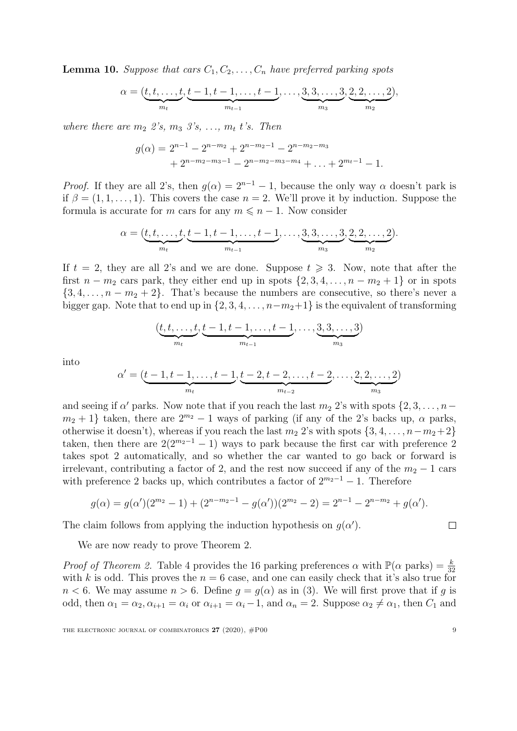**Lemma 10.** *Suppose that cars $C_1, C_2, \ldots, C_n$ have preferred parking spots*

$$\alpha = (\underbrace{t, t, \ldots, t}_{m_t}, \underbrace{t-1, t-1, \ldots, t-1}_{m_{t-1}}, \ldots, \underbrace{3, 3, \ldots, 3}_{m_3}, \underbrace{2, 2, \ldots, 2}_{m_2}),$$

*where there are $m_2$ 2's, $m_3$ 3's, $\ldots$, $m_t$ $t$'s. Then*

$$\begin{aligned} g(\alpha) &= 2^{n-1} - 2^{n-m_2} + 2^{n-m_2-1} - 2^{n-m_2-m_3} \\ &\quad + 2^{n-m_2-m_3-1} - 2^{n-m_2-m_3-m_4} + \ldots + 2^{m_t-1} - 1. \end{aligned}$$

*Proof.* If they are all 2's, then $g(\alpha) = 2^{n-1} - 1$, because the only way $\alpha$ doesn't park is if $\beta = (1, 1, \ldots, 1)$. This covers the case $n = 2$. We'll prove it by induction. Suppose the formula is accurate for $m$ cars for any $m \leqslant n - 1$. Now consider

$$\alpha = (\underbrace{t, t, \ldots, t}_{m_t}, \underbrace{t-1, t-1, \ldots, t-1}_{m_{t-1}}, \ldots, \underbrace{3, 3, \ldots, 3}_{m_3}, \underbrace{2, 2, \ldots, 2}_{m_2}).$$

If $t = 2$, they are all 2's and we are done. Suppose $t \geqslant 3$. Now, note that after the first $n - m_2$ cars park, they either end up in spots $\{2, 3, 4, \ldots, n - m_2 + 1\}$ or in spots $\{3, 4, \ldots, n - m_2 + 2\}$. That's because the numbers are consecutive, so there's never a bigger gap. Note that to end up in $\{2, 3, 4, \ldots, n - m_2 + 1\}$ is the equivalent of transforming

$$(\underbrace{t, t, \ldots, t}_{m_t}, \underbrace{t-1, t-1, \ldots, t-1}_{m_{t-1}}, \ldots, \underbrace{3, 3, \ldots, 3}_{m_3})$$

into

$$\alpha' = (\underbrace{t-1, t-1, \ldots, t-1}_{m_t}, \underbrace{t-2, t-2, \ldots, t-2}_{m_{t-2}}, \ldots, \underbrace{2, 2, \ldots, 2}_{m_3})$$

and seeing if $\alpha'$ parks. Now note that if you reach the last $m_2$ 2's with spots $\{2, 3, \ldots, n - m_2 + 1\}$ taken, there are $2^{m_2} - 1$ ways of parking (if any of the 2's backs up, $\alpha$ parks, otherwise it doesn't), whereas if you reach the last $m_2$ 2's with spots $\{3, 4, \ldots, n - m_2 + 2\}$ taken, then there are $2(2^{m_2-1} - 1)$ ways to park because the first car with preference 2 takes spot 2 automatically, and so whether the car wanted to go back or forward is irrelevant, contributing a factor of 2, and the rest now succeed if any of the $m_2 - 1$ cars with preference 2 backs up, which contributes a factor of $2^{m_2-1} - 1$. Therefore

$$g(\alpha) = g(\alpha')(2^{m_2} - 1) + (2^{n-m_2-1} - g(\alpha'))(2^{m_2} - 2) = 2^{n-1} - 2^{n-m_2} + g(\alpha').$$

The claim follows from applying the induction hypothesis on $g(\alpha')$. $\square$

We are now ready to prove Theorem 2.

*Proof of Theorem 2.* Table 4 provides the 16 parking preferences $\alpha$ with $\mathbb{P}(\alpha \text{ parks}) = \frac{k}{32}$ with $k$ is odd. This proves the $n = 6$ case, and one can easily check that it's also true for $n < 6$. We may assume $n > 6$. Define $g = g(\alpha)$ as in (3). We will first prove that if $g$ is odd, then $\alpha_1 = \alpha_2, \alpha_{i+1} = \alpha_i$ or $\alpha_{i+1} = \alpha_i - 1$, and $\alpha_n = 2$. Suppose $\alpha_2 \neq \alpha_1$, then $C_1$ and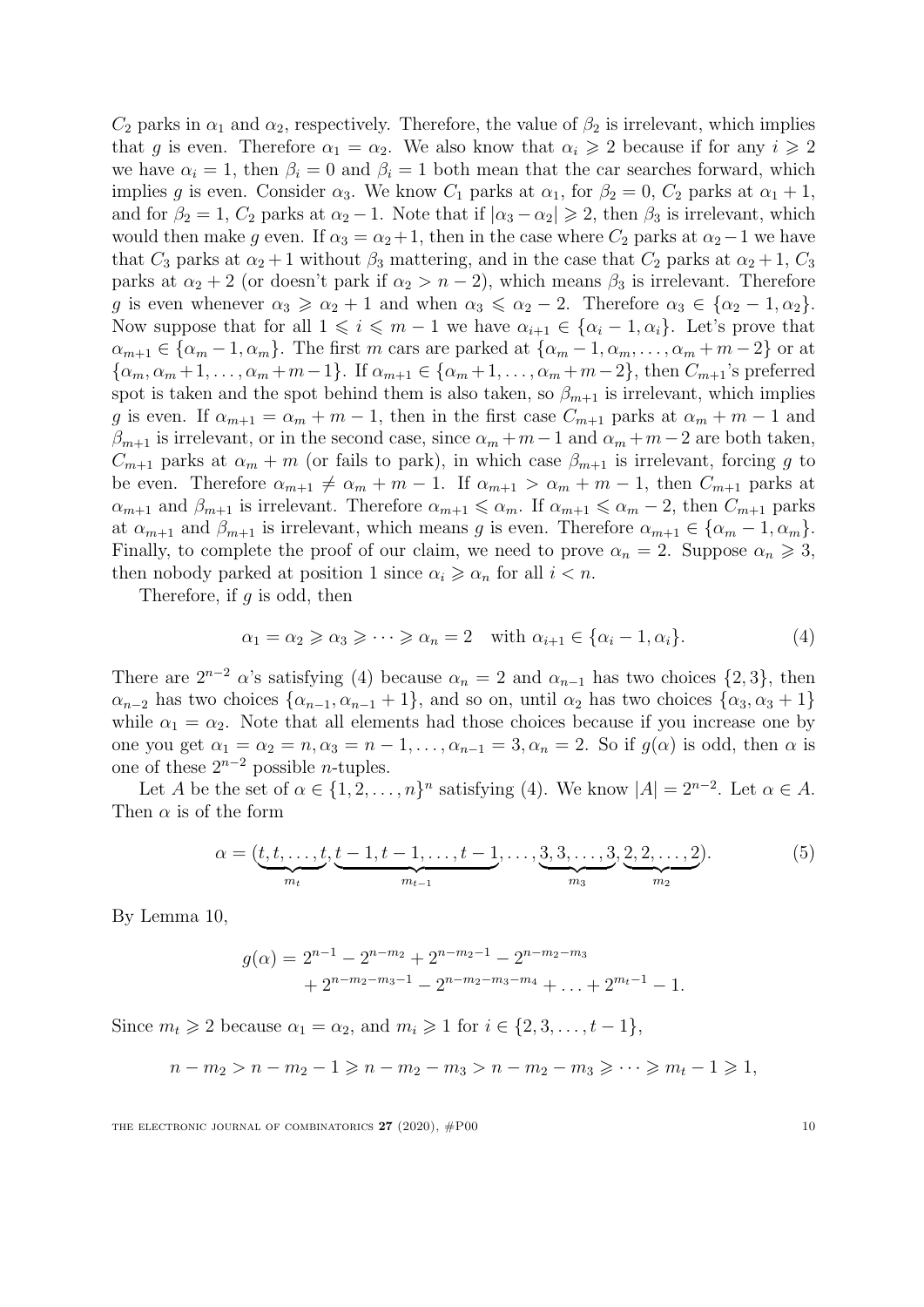$C_2$ parks in $\alpha_1$ and $\alpha_2$, respectively. Therefore, the value of $\beta_2$ is irrelevant, which implies that $g$ is even. Therefore $\alpha_1 = \alpha_2$. We also know that $\alpha_i \geqslant 2$ because if for any $i \geqslant 2$ we have $\alpha_i = 1$, then $\beta_i = 0$ and $\beta_i = 1$ both mean that the car searches forward, which implies $g$ is even. Consider $\alpha_3$. We know $C_1$ parks at $\alpha_1$, for $\beta_2 = 0$, $C_2$ parks at $\alpha_1 + 1$, and for $\beta_2 = 1$, $C_2$ parks at $\alpha_2 - 1$. Note that if $|\alpha_3 - \alpha_2| \geqslant 2$, then $\beta_3$ is irrelevant, which would then make $g$ even. If $\alpha_3 = \alpha_2 + 1$, then in the case where $C_2$ parks at $\alpha_2 - 1$ we have that $C_3$ parks at $\alpha_2 + 1$ without $\beta_3$ mattering, and in the case that $C_2$ parks at $\alpha_2 + 1$, $C_3$ parks at $\alpha_2 + 2$ (or doesn't park if $\alpha_2 > n - 2$), which means $\beta_3$ is irrelevant. Therefore $g$ is even whenever $\alpha_3 \geqslant \alpha_2 + 1$ and when $\alpha_3 \leqslant \alpha_2 - 2$. Therefore $\alpha_3 \in \{\alpha_2 - 1, \alpha_2\}$. Now suppose that for all $1 \leqslant i \leqslant m - 1$ we have $\alpha_{i+1} \in \{\alpha_i - 1, \alpha_i\}$. Let's prove that $\alpha_{m+1} \in \{\alpha_m - 1, \alpha_m\}$. The first $m$ cars are parked at $\{\alpha_m - 1, \alpha_m, \ldots, \alpha_m + m - 2\}$ or at $\{\alpha_m, \alpha_m + 1, \ldots, \alpha_m + m - 1\}$. If $\alpha_{m+1} \in \{\alpha_m + 1, \ldots, \alpha_m + m - 2\}$, then $C_{m+1}$'s preferred spot is taken and the spot behind them is also taken, so $\beta_{m+1}$ is irrelevant, which implies $g$ is even. If $\alpha_{m+1} = \alpha_m + m - 1$, then in the first case $C_{m+1}$ parks at $\alpha_m + m - 1$ and $\beta_{m+1}$ is irrelevant, or in the second case, since $\alpha_m + m - 1$ and $\alpha_m + m - 2$ are both taken, $C_{m+1}$ parks at $\alpha_m + m$ (or fails to park), in which case $\beta_{m+1}$ is irrelevant, forcing $g$ to be even. Therefore $\alpha_{m+1} \neq \alpha_m + m - 1$. If $\alpha_{m+1} > \alpha_m + m - 1$, then $C_{m+1}$ parks at $\alpha_{m+1}$ and $\beta_{m+1}$ is irrelevant. Therefore $\alpha_{m+1} \leqslant \alpha_m$. If $\alpha_{m+1} \leqslant \alpha_m - 2$, then $C_{m+1}$ parks at $\alpha_{m+1}$ and $\beta_{m+1}$ is irrelevant, which means $g$ is even. Therefore $\alpha_{m+1} \in \{\alpha_m - 1, \alpha_m\}$. Finally, to complete the proof of our claim, we need to prove $\alpha_n = 2$. Suppose $\alpha_n \geqslant 3$, then nobody parked at position 1 since $\alpha_i \geqslant \alpha_n$ for all $i < n$.

Therefore, if $g$ is odd, then

$$\alpha_1 = \alpha_2 \geqslant \alpha_3 \geqslant \cdots \geqslant \alpha_n = 2 \quad \text{with } \alpha_{i+1} \in \{\alpha_i - 1, \alpha_i\}. \tag{4}$$

There are $2^{n-2}$ $\alpha$'s satisfying (4) because $\alpha_n = 2$ and $\alpha_{n-1}$ has two choices $\{2, 3\}$, then $\alpha_{n-2}$ has two choices $\{\alpha_{n-1}, \alpha_{n-1} + 1\}$, and so on, until $\alpha_2$ has two choices $\{\alpha_3, \alpha_3 + 1\}$ while $\alpha_1 = \alpha_2$. Note that all elements had those choices because if you increase one by one you get $\alpha_1 = \alpha_2 = n, \alpha_3 = n - 1, \ldots, \alpha_{n-1} = 3, \alpha_n = 2$. So if $g(\alpha)$ is odd, then $\alpha$ is one of these $2^{n-2}$ possible $n$-tuples.

Let $A$ be the set of $\alpha \in \{1, 2, \ldots, n\}^n$ satisfying (4). We know $|A| = 2^{n-2}$. Let $\alpha \in A$. Then $\alpha$ is of the form

$$\alpha = (\underbrace{t, t, \ldots, t}_{m_t}, \underbrace{t-1, t-1, \ldots, t-1}_{m_{t-1}}, \ldots, \underbrace{3, 3, \ldots, 3}_{m_3}, \underbrace{2, 2, \ldots, 2}_{m_2}). \tag{5}$$

By Lemma 10,

$$g(\alpha) = 2^{n-1} - 2^{n-m_2} + 2^{n-m_2-1} - 2^{n-m_2-m_3} \\ + 2^{n-m_2-m_3-1} - 2^{n-m_2-m_3-m_4} + \ldots + 2^{m_t-1} - 1.$$

Since $m_t \geqslant 2$ because $\alpha_1 = \alpha_2$, and $m_i \geqslant 1$ for $i \in \{2, 3, \ldots, t-1\}$,

$$n - m_2 > n - m_2 - 1 \geqslant n - m_2 - m_3 > n - m_2 - m_3 \geqslant \cdots \geqslant m_t - 1 \geqslant 1,$$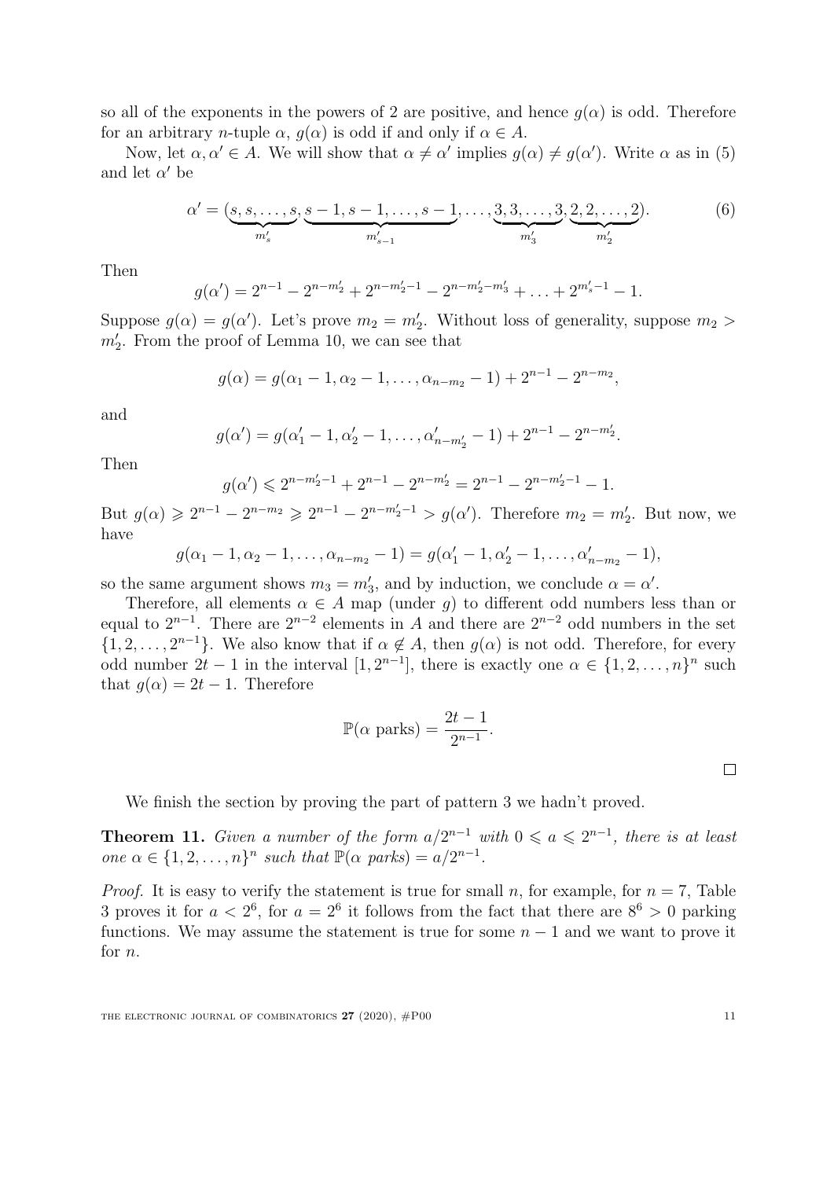so all of the exponents in the powers of 2 are positive, and hence $g(\alpha)$ is odd. Therefore for an arbitrary $n$-tuple $\alpha$, $g(\alpha)$ is odd if and only if $\alpha \in A$.

Now, let $\alpha, \alpha' \in A$. We will show that $\alpha \neq \alpha'$ implies $g(\alpha) \neq g(\alpha')$. Write $\alpha$ as in (5) and let $\alpha'$ be

$$\alpha' = (\underbrace{s, s, \ldots, s}_{m'_s}, \underbrace{s-1, s-1, \ldots, s-1}_{m'_{s-1}}, \ldots, \underbrace{3, 3, \ldots, 3}_{m'_3}, \underbrace{2, 2, \ldots, 2}_{m'_2}). \tag{6}$$

Then

$$g(\alpha') = 2^{n-1} - 2^{n-m'_2} + 2^{n-m'_2-1} - 2^{n-m'_2-m'_3} + \ldots + 2^{m'_s-1} - 1.$$

Suppose $g(\alpha) = g(\alpha')$. Let's prove $m_2 = m'_2$. Without loss of generality, suppose $m_2 > m'_2$. From the proof of Lemma 10, we can see that

$$g(\alpha) = g(\alpha_1 - 1, \alpha_2 - 1, \ldots, \alpha_{n-m_2} - 1) + 2^{n-1} - 2^{n-m_2},$$

and

$$g(\alpha') = g(\alpha'_1 - 1, \alpha'_2 - 1, \ldots, \alpha'_{n-m'_2} - 1) + 2^{n-1} - 2^{n-m'_2}.$$

Then

$$g(\alpha') \leqslant 2^{n-m'_2-1} + 2^{n-1} - 2^{n-m'_2} = 2^{n-1} - 2^{n-m'_2-1} - 1.$$

But $g(\alpha) \geqslant 2^{n-1} - 2^{n-m_2} \geqslant 2^{n-1} - 2^{n-m'_2-1} > g(\alpha')$. Therefore $m_2 = m'_2$. But now, we have

$$g(\alpha_1 - 1, \alpha_2 - 1, \ldots, \alpha_{n-m_2} - 1) = g(\alpha'_1 - 1, \alpha'_2 - 1, \ldots, \alpha'_{n-m_2} - 1),$$

so the same argument shows $m_3 = m'_3$, and by induction, we conclude $\alpha = \alpha'$.

Therefore, all elements $\alpha \in A$ map (under $g$) to different odd numbers less than or equal to $2^{n-1}$. There are $2^{n-2}$ elements in $A$ and there are $2^{n-2}$ odd numbers in the set $\{1, 2, \ldots, 2^{n-1}\}$. We also know that if $\alpha \notin A$, then $g(\alpha)$ is not odd. Therefore, for every odd number $2t-1$ in the interval $[1, 2^{n-1}]$, there is exactly one $\alpha \in \{1, 2, \ldots, n\}^n$ such that $g(\alpha) = 2t - 1$. Therefore

$$\mathbb{P}(\alpha \text{ parks}) = \frac{2t-1}{2^{n-1}}.$$

□

We finish the section by proving the part of pattern 3 we hadn't proved.

**Theorem 11.** *Given a number of the form $a/2^{n-1}$ with $0 \leqslant a \leqslant 2^{n-1}$, there is at least one $\alpha \in \{1, 2, \ldots, n\}^n$ such that $\mathbb{P}(\alpha \text{ parks}) = a/2^{n-1}$.*

*Proof.* It is easy to verify the statement is true for small $n$, for example, for $n = 7$, Table 3 proves it for $a < 2^6$, for $a = 2^6$ it follows from the fact that there are $8^6 > 0$ parking functions. We may assume the statement is true for some $n - 1$ and we want to prove it for $n$.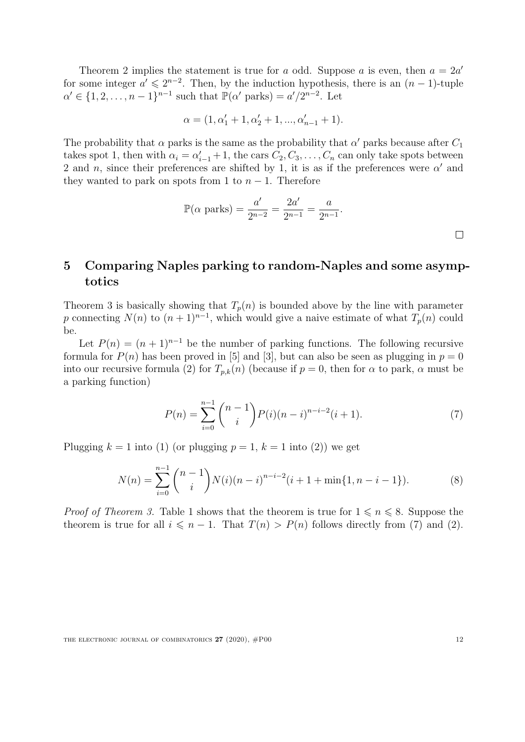Theorem 2 implies the statement is true for $a$ odd. Suppose $a$ is even, then $a = 2a'$ for some integer $a' \leqslant 2^{n-2}$. Then, by the induction hypothesis, there is an $(n-1)$-tuple $\alpha' \in \{1, 2, \ldots, n-1\}^{n-1}$ such that $\mathbb{P}(\alpha' \text{ parks}) = a'/2^{n-2}$. Let

$$\alpha = (1, \alpha'_1 + 1, \alpha'_2 + 1, ..., \alpha'_{n-1} + 1).$$

The probability that $\alpha$ parks is the same as the probability that $\alpha'$ parks because after $C_1$ takes spot 1, then with $\alpha_i = \alpha'_{i-1} + 1$, the cars $C_2, C_3, \ldots, C_n$ can only take spots between 2 and $n$, since their preferences are shifted by 1, it is as if the preferences were $\alpha'$ and they wanted to park on spots from 1 to $n-1$. Therefore

$$\mathbb{P}(\alpha \text{ parks}) = \frac{a'}{2^{n-2}} = \frac{2a'}{2^{n-1}} = \frac{a}{2^{n-1}}.$$

□

## 5 Comparing Naples parking to random-Naples and some asymptotics

Theorem 3 is basically showing that $T_p(n)$ is bounded above by the line with parameter $p$ connecting $N(n)$ to $(n+1)^{n-1}$, which would give a naive estimate of what $T_p(n)$ could be.

Let $P(n) = (n+1)^{n-1}$ be the number of parking functions. The following recursive formula for $P(n)$ has been proved in [5] and [3], but can also be seen as plugging in $p = 0$ into our recursive formula (2) for $T_{p,k}(n)$ (because if $p = 0$, then for $\alpha$ to park, $\alpha$ must be a parking function)

$$P(n) = \sum_{i=0}^{n-1} \binom{n-1}{i} P(i)(n-i)^{n-i-2}(i+1). \tag{7}$$

Plugging $k = 1$ into (1) (or plugging $p = 1$, $k = 1$ into (2)) we get

$$N(n) = \sum_{i=0}^{n-1} \binom{n-1}{i} N(i)(n-i)^{n-i-2}(i+1+\min\{1, n-i-1\}). \tag{8}$$

*Proof of Theorem 3.* Table 1 shows that the theorem is true for $1 \leqslant n \leqslant 8$. Suppose the theorem is true for all $i \leqslant n-1$. That $T(n) > P(n)$ follows directly from (7) and (2).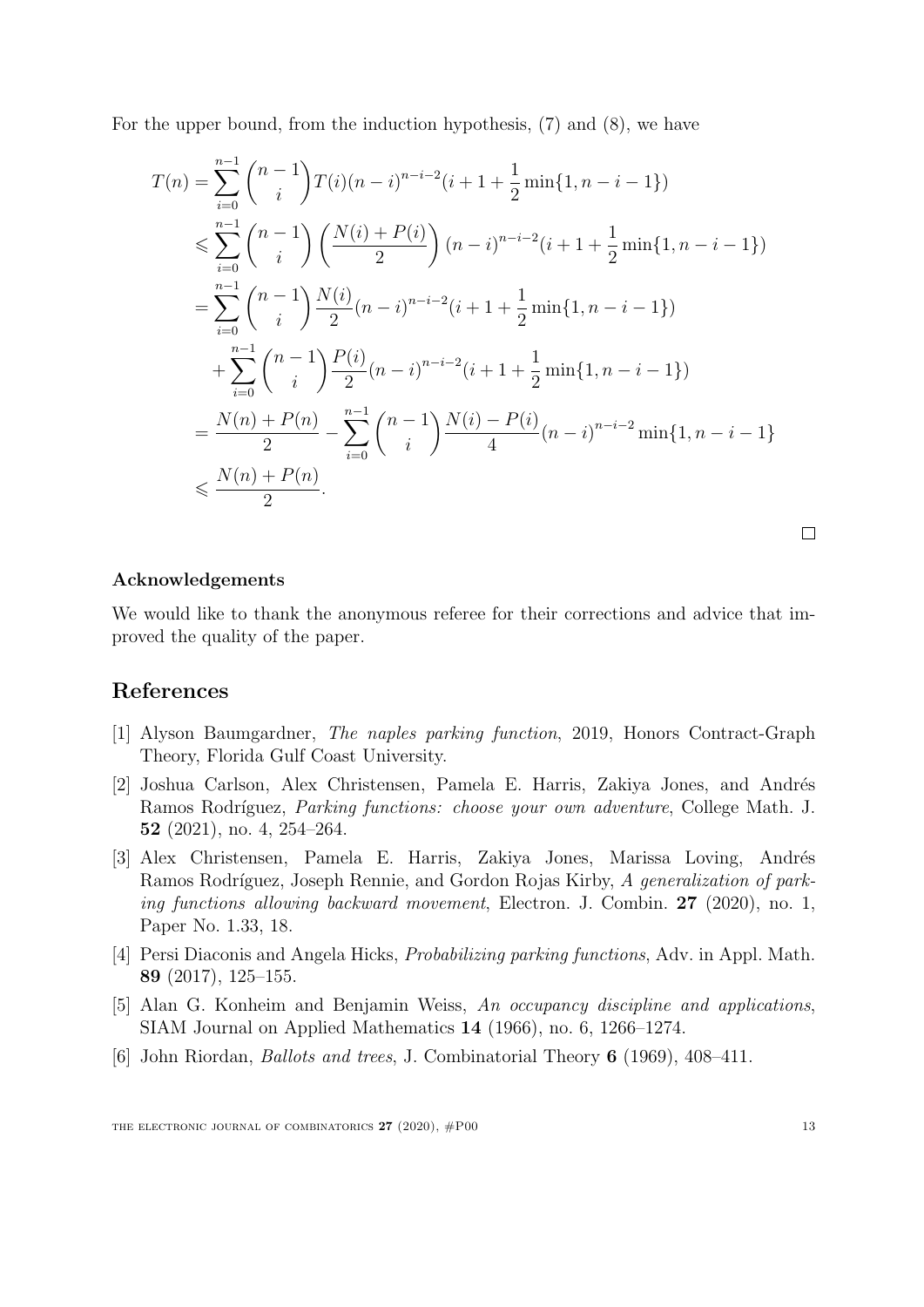For the upper bound, from the induction hypothesis, (7) and (8), we have

$$
\begin{aligned}
T(n) &= \sum_{i=0}^{n-1} \binom{n-1}{i} T(i)(n-i)^{n-i-2}(i+1+\frac{1}{2}\min\{1,n-i-1\}) \\
&\leqslant \sum_{i=0}^{n-1} \binom{n-1}{i} \left(\frac{N(i)+P(i)}{2}\right)(n-i)^{n-i-2}(i+1+\frac{1}{2}\min\{1,n-i-1\}) \\
&= \sum_{i=0}^{n-1} \binom{n-1}{i} \frac{N(i)}{2}(n-i)^{n-i-2}(i+1+\frac{1}{2}\min\{1,n-i-1\}) \\
&\quad + \sum_{i=0}^{n-1} \binom{n-1}{i} \frac{P(i)}{2}(n-i)^{n-i-2}(i+1+\frac{1}{2}\min\{1,n-i-1\}) \\
&= \frac{N(n)+P(n)}{2} - \sum_{i=0}^{n-1} \binom{n-1}{i} \frac{N(i)-P(i)}{4}(n-i)^{n-i-2}\min\{1,n-i-1\} \\
&\leqslant \frac{N(n)+P(n)}{2}.
\end{aligned}
$$

□

**Acknowledgements**

We would like to thank the anonymous referee for their corrections and advice that improved the quality of the paper.

## References

[1] Alyson Baumgardner, *The naples parking function*, 2019, Honors Contract-Graph Theory, Florida Gulf Coast University.

[2] Joshua Carlson, Alex Christensen, Pamela E. Harris, Zakiya Jones, and Andrés Ramos Rodríguez, *Parking functions: choose your own adventure*, College Math. J. **52** (2021), no. 4, 254–264.

[3] Alex Christensen, Pamela E. Harris, Zakiya Jones, Marissa Loving, Andrés Ramos Rodríguez, Joseph Rennie, and Gordon Rojas Kirby, *A generalization of parking functions allowing backward movement*, Electron. J. Combin. **27** (2020), no. 1, Paper No. 1.33, 18.

[4] Persi Diaconis and Angela Hicks, *Probabilizing parking functions*, Adv. in Appl. Math. **89** (2017), 125–155.

[5] Alan G. Konheim and Benjamin Weiss, *An occupancy discipline and applications*, SIAM Journal on Applied Mathematics **14** (1966), no. 6, 1266–1274.

[6] John Riordan, *Ballots and trees*, J. Combinatorial Theory **6** (1969), 408–411.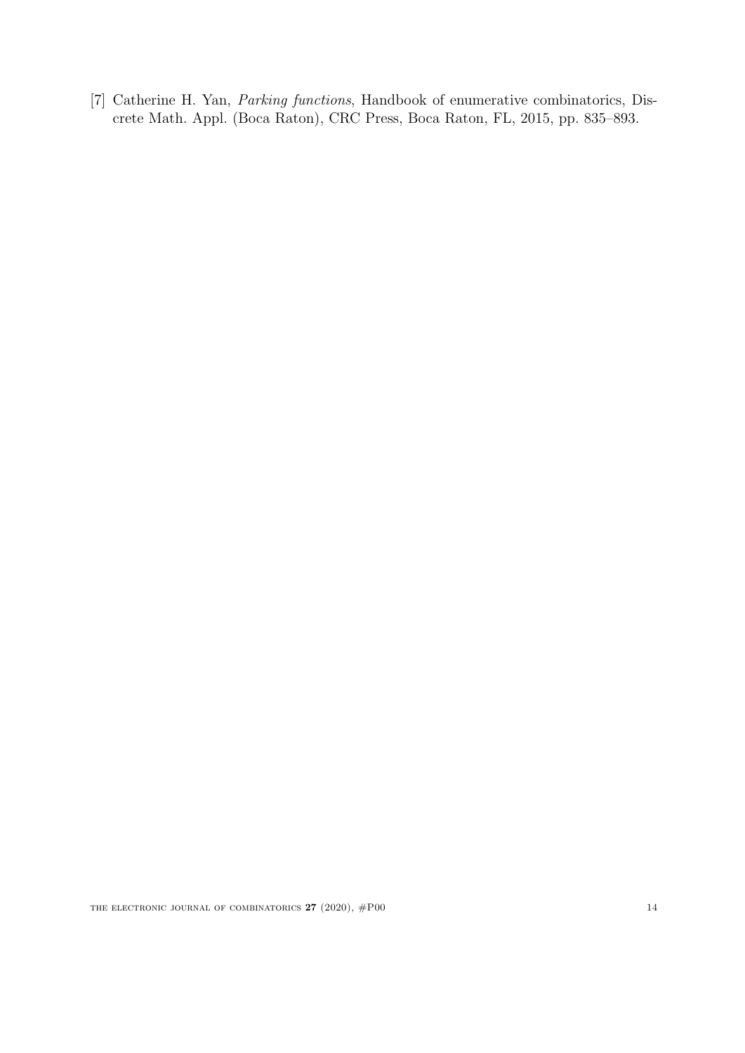[7] Catherine H. Yan, *Parking functions*, Handbook of enumerative combinatorics, Discrete Math. Appl. (Boca Raton), CRC Press, Boca Raton, FL, 2015, pp. 835–893.